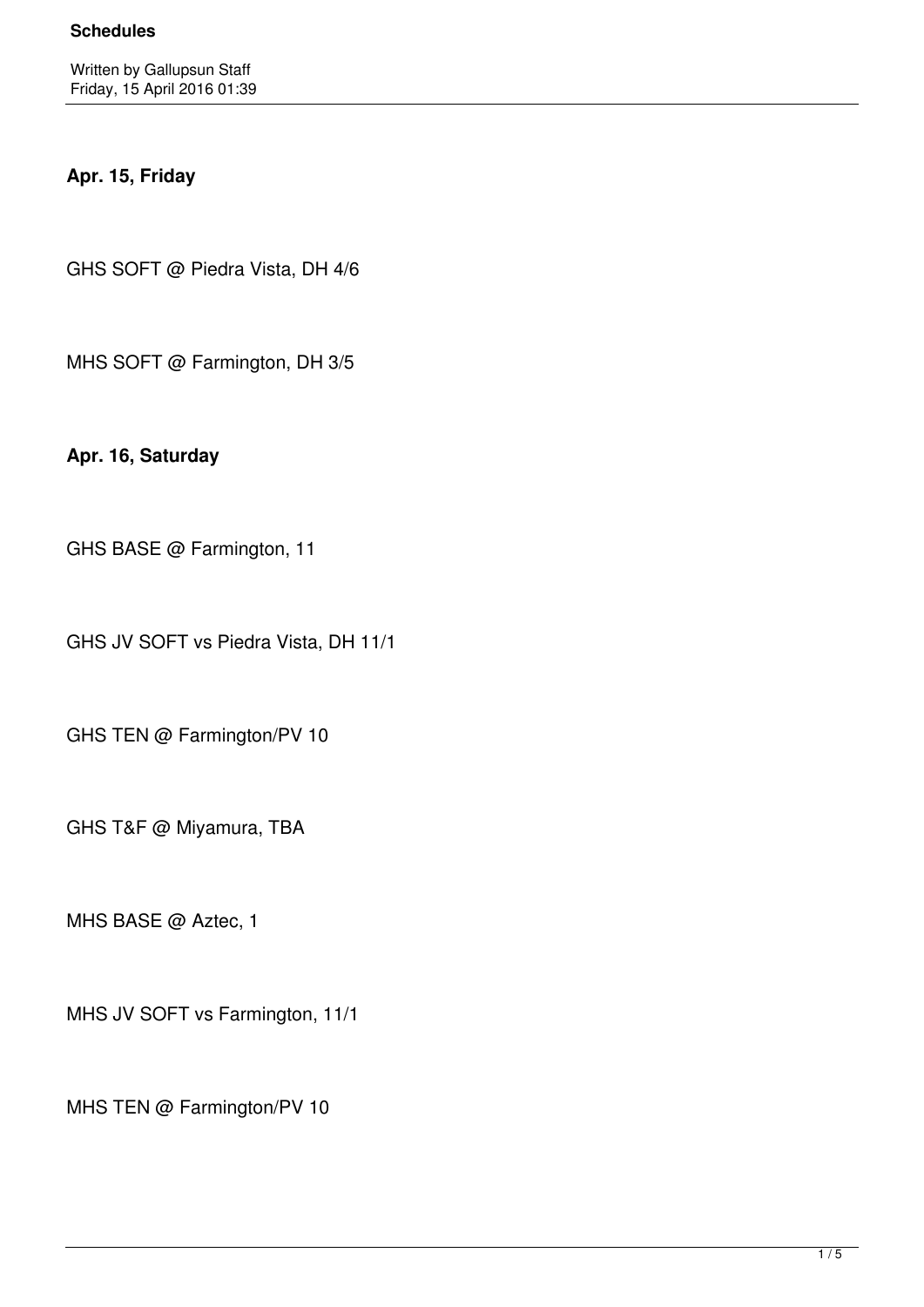**Schedules**

Written by Gallupsun Staff
Friday, 15 April 2016 01:39

**Apr. 15, Friday**

GHS SOFT @ Piedra Vista, DH 4/6

MHS SOFT @ Farmington, DH 3/5

**Apr. 16, Saturday**

GHS BASE @ Farmington, 11

GHS JV SOFT vs Piedra Vista, DH 11/1

GHS TEN @ Farmington/PV 10

GHS T&F @ Miyamura, TBA

MHS BASE @ Aztec, 1

MHS JV SOFT vs Farmington, 11/1

MHS TEN @ Farmington/PV 10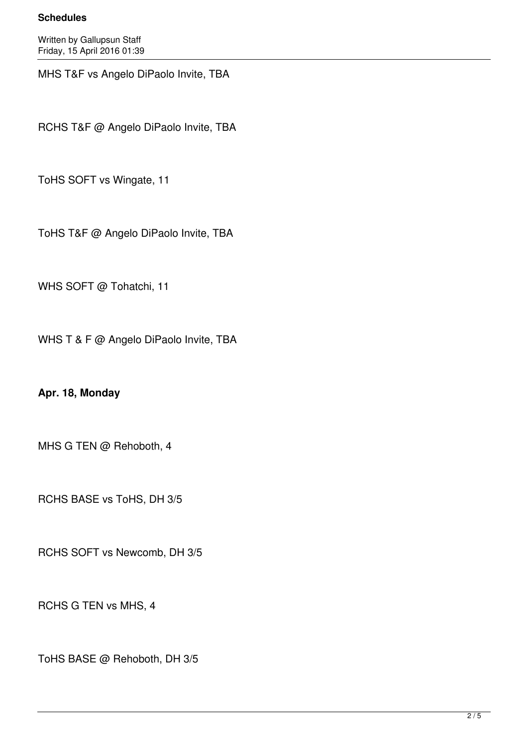MHS T&F vs Angelo DiPaolo Invite, TBA

RCHS T&F @ Angelo DiPaolo Invite, TBA

ToHS SOFT vs Wingate, 11

ToHS T&F @ Angelo DiPaolo Invite, TBA

WHS SOFT @ Tohatchi, 11

WHS T & F @ Angelo DiPaolo Invite, TBA

**Apr. 18, Monday**

MHS G TEN @ Rehoboth, 4

RCHS BASE vs ToHS, DH 3/5

RCHS SOFT vs Newcomb, DH 3/5

RCHS G TEN vs MHS, 4

ToHS BASE @ Rehoboth, DH 3/5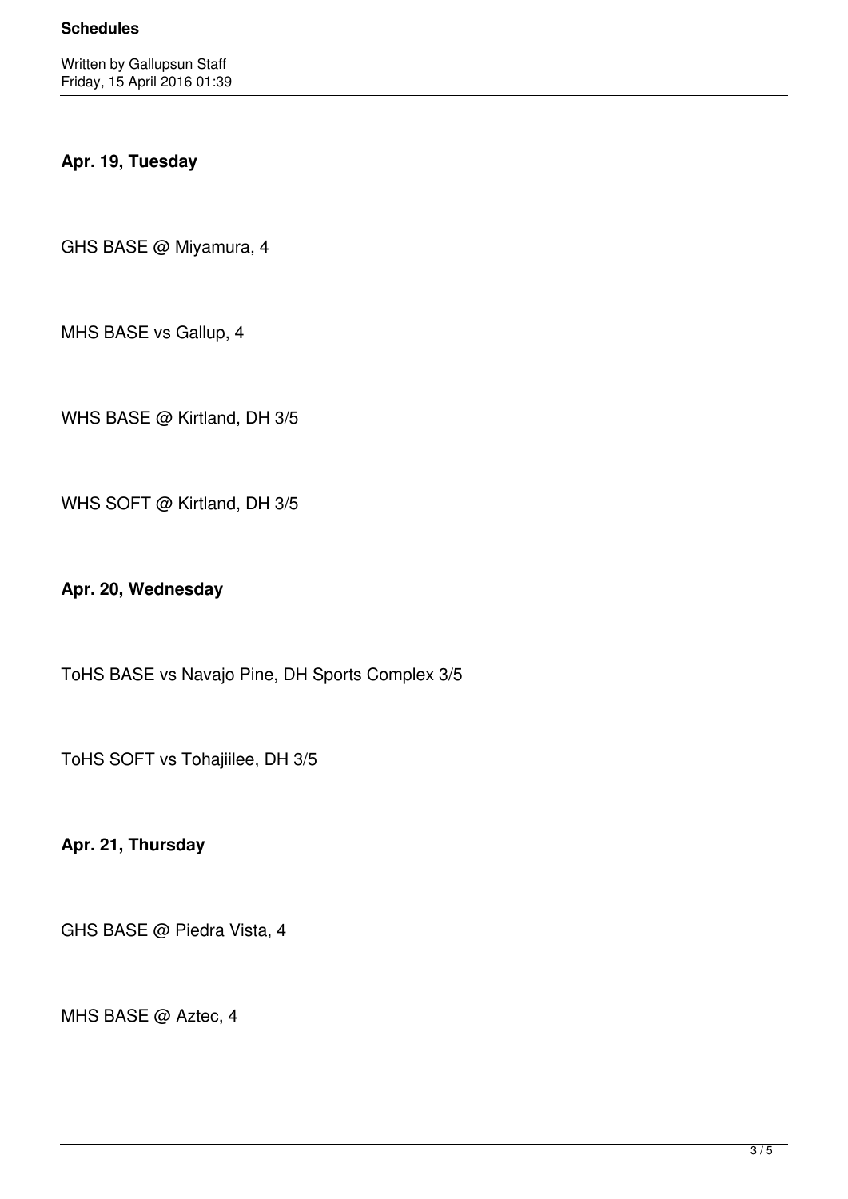**Apr. 19, Tuesday**

GHS BASE @ Miyamura, 4

MHS BASE vs Gallup, 4

WHS BASE @ Kirtland, DH 3/5

WHS SOFT @ Kirtland, DH 3/5

**Apr. 20, Wednesday**

ToHS BASE vs Navajo Pine, DH Sports Complex 3/5

ToHS SOFT vs Tohajiilee, DH 3/5

**Apr. 21, Thursday**

GHS BASE @ Piedra Vista, 4

MHS BASE @ Aztec, 4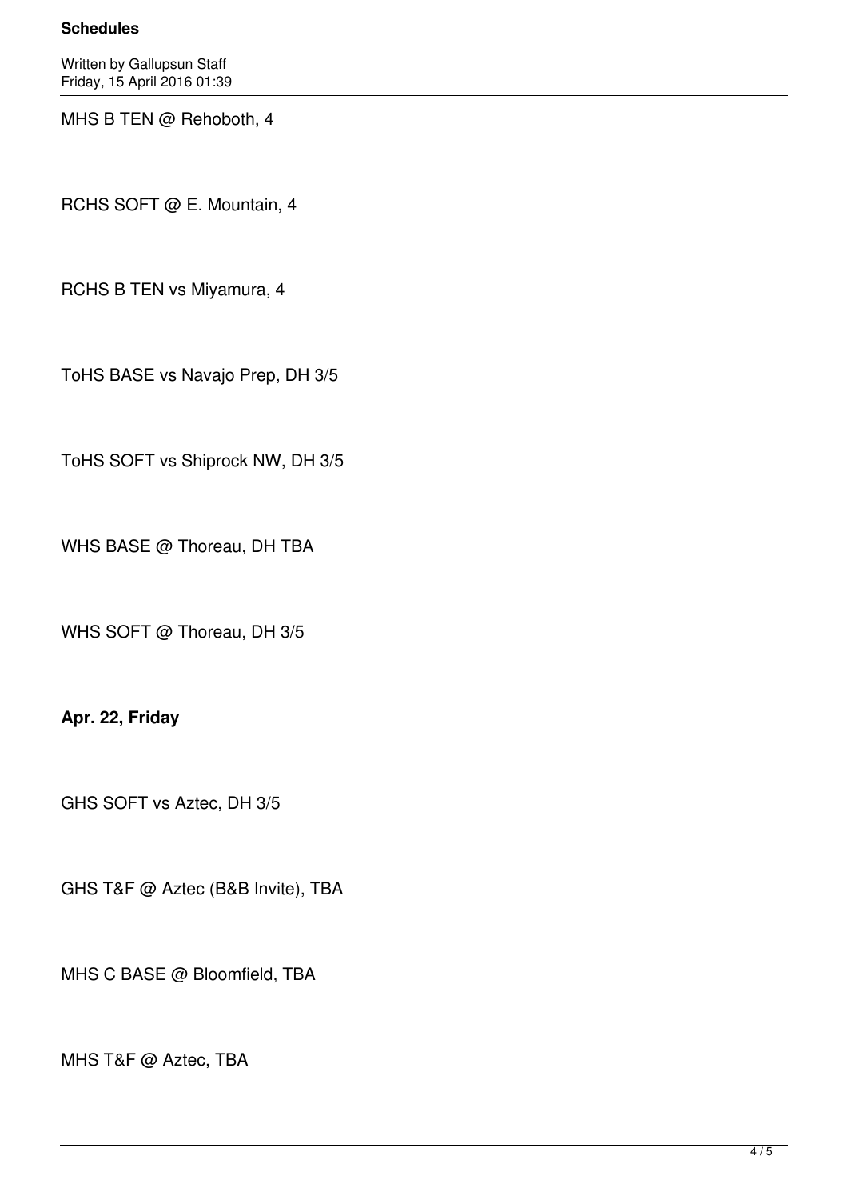MHS B TEN @ Rehoboth, 4

RCHS SOFT @ E. Mountain, 4

RCHS B TEN vs Miyamura, 4

ToHS BASE vs Navajo Prep, DH 3/5

ToHS SOFT vs Shiprock NW, DH 3/5

WHS BASE @ Thoreau, DH TBA

WHS SOFT @ Thoreau, DH 3/5

**Apr. 22, Friday**

GHS SOFT vs Aztec, DH 3/5

GHS T&F @ Aztec (B&B Invite), TBA

MHS C BASE @ Bloomfield, TBA

MHS T&F @ Aztec, TBA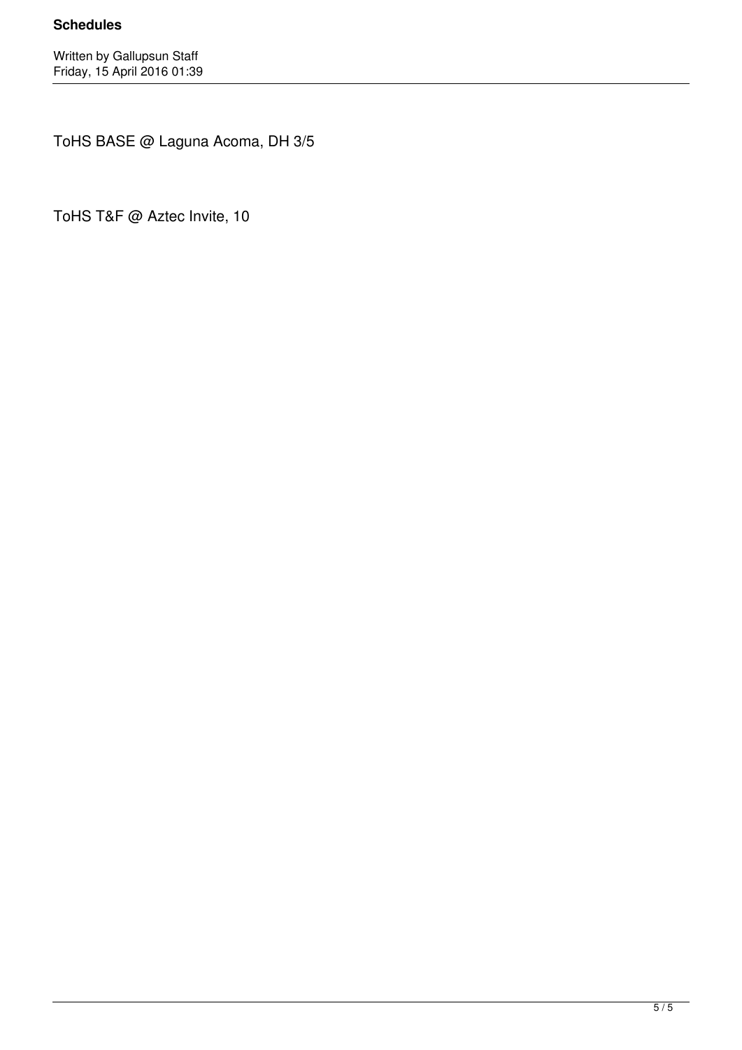ToHS BASE @ Laguna Acoma, DH 3/5

ToHS T&F @ Aztec Invite, 10